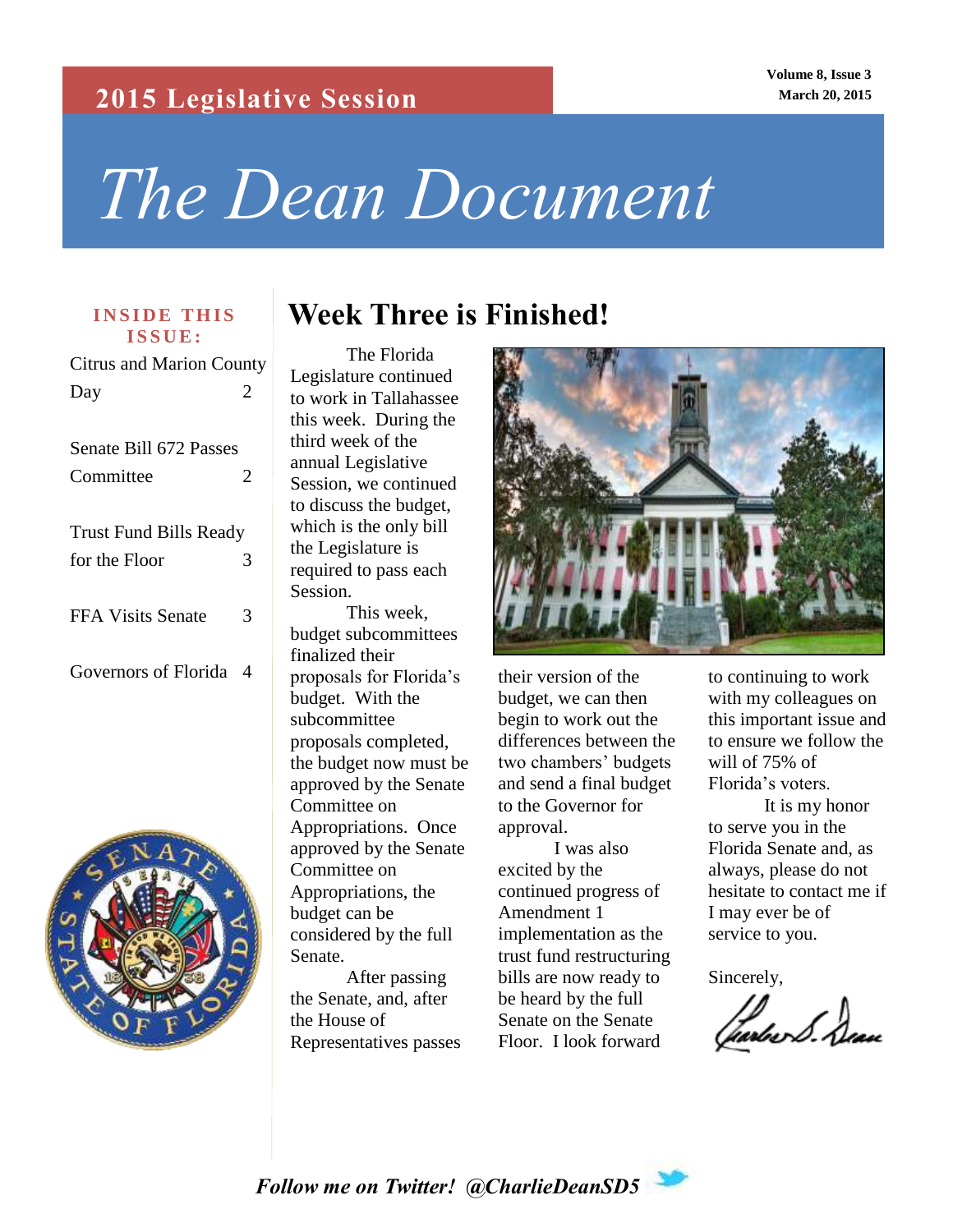2015 Legislative Session

Volume 8, Issue 3
March 20, 2015

# *The Dean Document*

**INSIDE THIS ISSUE:**

- Citrus and Marion County Day — 2
- Senate Bill 672 Passes Committee — 2
- Trust Fund Bills Ready for the Floor — 3
- FFA Visits Senate — 3
- Governors of Florida — 4

## Week Three is Finished!

The Florida Legislature continued to work in Tallahassee this week. During the third week of the annual Legislative Session, we continued to discuss the budget, which is the only bill the Legislature is required to pass each Session.

This week, budget subcommittees finalized their proposals for Florida's budget. With the subcommittee proposals completed, the budget now must be approved by the Senate Committee on Appropriations. Once approved by the Senate Committee on Appropriations, the budget can be considered by the full Senate.

After passing the Senate, and, after the House of Representatives passes their version of the budget, we can then begin to work out the differences between the two chambers' budgets and send a final budget to the Governor for approval.

I was also excited by the continued progress of Amendment 1 implementation as the trust fund restructuring bills are now ready to be heard by the full Senate on the Senate Floor. I look forward to continuing to work with my colleagues on this important issue and to ensure we follow the will of 75% of Florida's voters.

It is my honor to serve you in the Florida Senate and, as always, please do not hesitate to contact me if I may ever be of service to you.

Sincerely,

*Follow me on Twitter! @CharlieDeanSD5*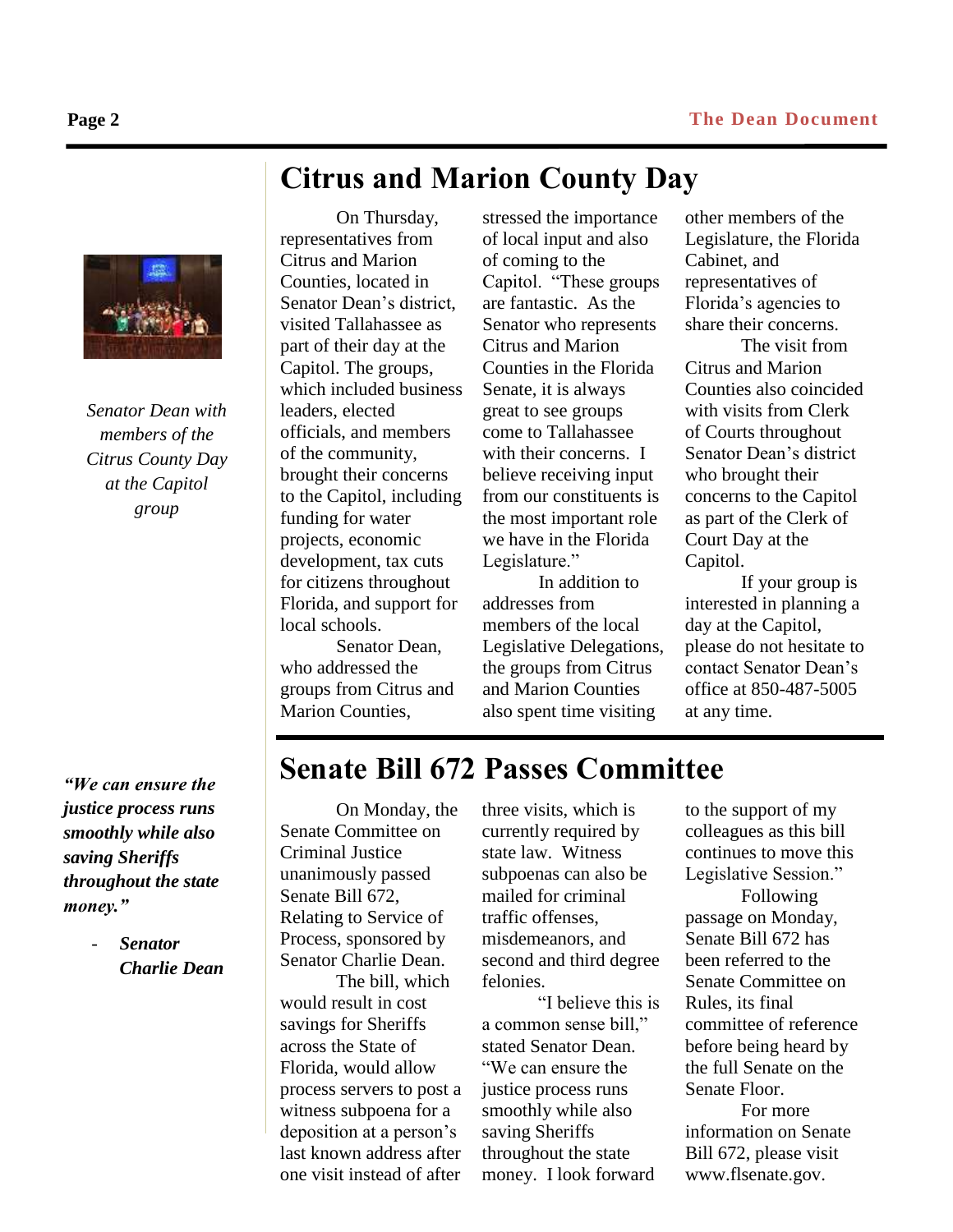## Citrus and Marion County Day

*Senator Dean with members of the Citrus County Day at the Capitol group*

On Thursday, representatives from Citrus and Marion Counties, located in Senator Dean's district, visited Tallahassee as part of their day at the Capitol. The groups, which included business leaders, elected officials, and members of the community, brought their concerns to the Capitol, including funding for water projects, economic development, tax cuts for citizens throughout Florida, and support for local schools.

Senator Dean, who addressed the groups from Citrus and Marion Counties, stressed the importance of local input and also of coming to the Capitol. "These groups are fantastic. As the Senator who represents Citrus and Marion Counties in the Florida Senate, it is always great to see groups come to Tallahassee with their concerns. I believe receiving input from our constituents is the most important role we have in the Florida Legislature."

In addition to addresses from members of the local Legislative Delegations, the groups from Citrus and Marion Counties also spent time visiting other members of the Legislature, the Florida Cabinet, and representatives of Florida's agencies to share their concerns.

The visit from Citrus and Marion Counties also coincided with visits from Clerk of Courts throughout Senator Dean's district who brought their concerns to the Capitol as part of the Clerk of Court Day at the Capitol.

If your group is interested in planning a day at the Capitol, please do not hesitate to contact Senator Dean's office at 850-487-5005 at any time.

## Senate Bill 672 Passes Committee

***"We can ensure the justice process runs smoothly while also saving Sheriffs throughout the state money."***

***- Senator Charlie Dean***

On Monday, the Senate Committee on Criminal Justice unanimously passed Senate Bill 672, Relating to Service of Process, sponsored by Senator Charlie Dean.

The bill, which would result in cost savings for Sheriffs across the State of Florida, would allow process servers to post a witness subpoena for a deposition at a person's last known address after one visit instead of after three visits, which is currently required by state law. Witness subpoenas can also be mailed for criminal traffic offenses, misdemeanors, and second and third degree felonies.

"I believe this is a common sense bill," stated Senator Dean. "We can ensure the justice process runs smoothly while also saving Sheriffs throughout the state money. I look forward to the support of my colleagues as this bill continues to move this Legislative Session."

Following passage on Monday, Senate Bill 672 has been referred to the Senate Committee on Rules, its final committee of reference before being heard by the full Senate on the Senate Floor.

For more information on Senate Bill 672, please visit www.flsenate.gov.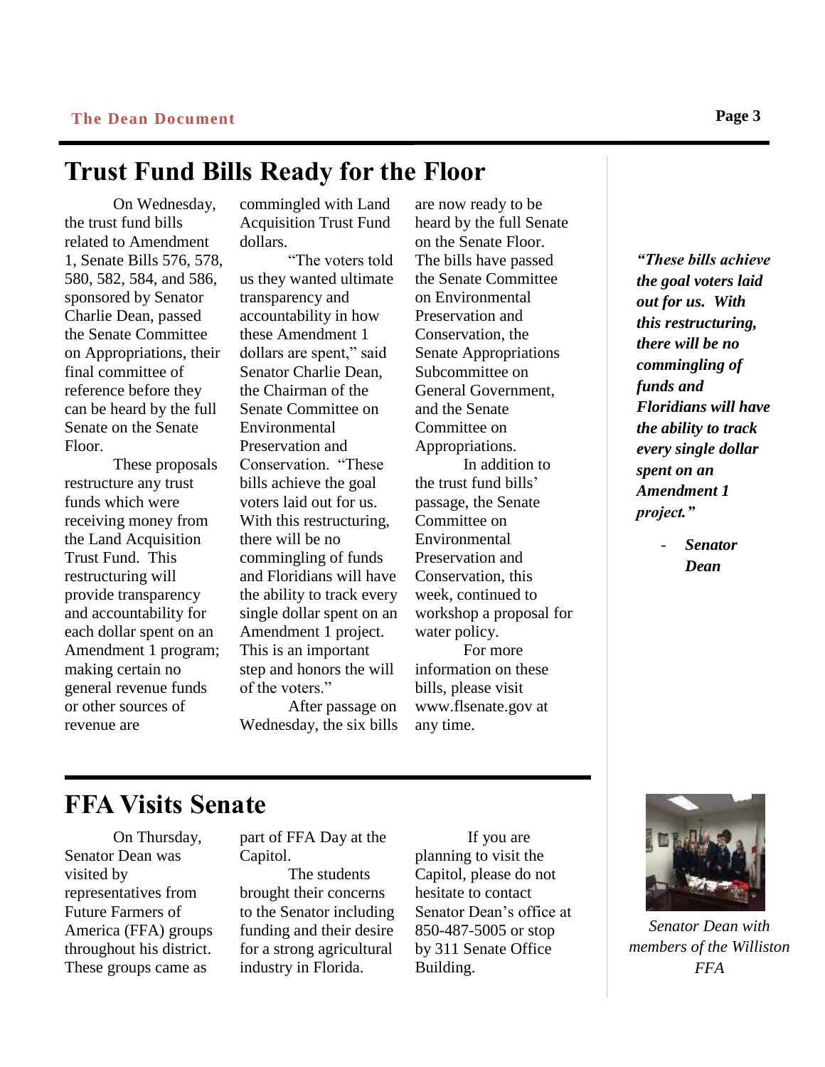## Trust Fund Bills Ready for the Floor

On Wednesday, the trust fund bills related to Amendment 1, Senate Bills 576, 578, 580, 582, 584, and 586, sponsored by Senator Charlie Dean, passed the Senate Committee on Appropriations, their final committee of reference before they can be heard by the full Senate on the Senate Floor.

These proposals restructure any trust funds which were receiving money from the Land Acquisition Trust Fund. This restructuring will provide transparency and accountability for each dollar spent on an Amendment 1 program; making certain no general revenue funds or other sources of revenue are commingled with Land Acquisition Trust Fund dollars.

"The voters told us they wanted ultimate transparency and accountability in how these Amendment 1 dollars are spent," said Senator Charlie Dean, the Chairman of the Senate Committee on Environmental Preservation and Conservation. "These bills achieve the goal voters laid out for us. With this restructuring, there will be no commingling of funds and Floridians will have the ability to track every single dollar spent on an Amendment 1 project. This is an important step and honors the will of the voters."

After passage on Wednesday, the six bills are now ready to be heard by the full Senate on the Senate Floor. The bills have passed the Senate Committee on Environmental Preservation and Conservation, the Senate Appropriations Subcommittee on General Government, and the Senate Committee on Appropriations.

In addition to the trust fund bills' passage, the Senate Committee on Environmental Preservation and Conservation, this week, continued to workshop a proposal for water policy.

For more information on these bills, please visit www.flsenate.gov at any time.

***"These bills achieve the goal voters laid out for us. With this restructuring, there will be no commingling of funds and Floridians will have the ability to track every single dollar spent on an Amendment 1 project."***

- ***Senator Dean***

## FFA Visits Senate

On Thursday, Senator Dean was visited by representatives from Future Farmers of America (FFA) groups throughout his district. These groups came as part of FFA Day at the Capitol.

The students brought their concerns to the Senator including funding and their desire for a strong agricultural industry in Florida.

If you are planning to visit the Capitol, please do not hesitate to contact Senator Dean's office at 850-487-5005 or stop by 311 Senate Office Building.

*Senator Dean with members of the Williston FFA*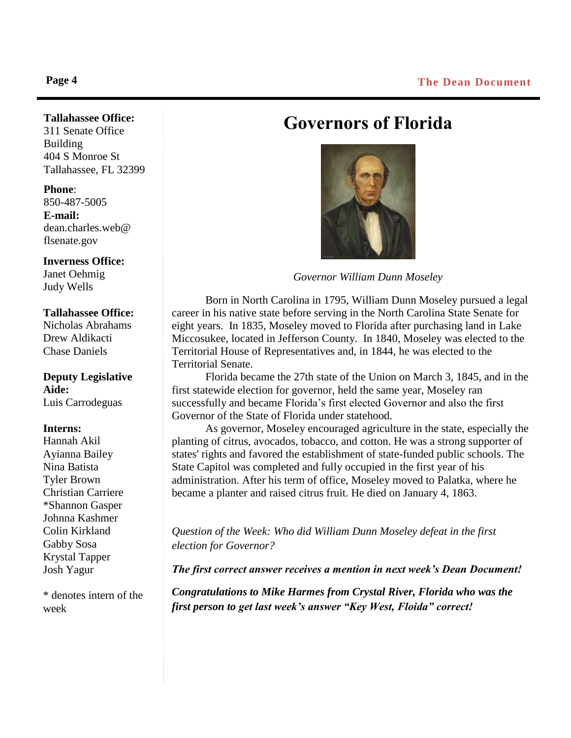**Tallahassee Office:**
311 Senate Office Building
404 S Monroe St
Tallahassee, FL 32399

**Phone**:
850-487-5005
**E-mail:**
dean.charles.web@flsenate.gov

**Inverness Office:**
Janet Oehmig
Judy Wells

**Tallahassee Office:**
Nicholas Abrahams
Drew Aldikacti
Chase Daniels

**Deputy Legislative Aide:**
Luis Carrodeguas

**Interns:**
Hannah Akil
Ayianna Bailey
Nina Batista
Tyler Brown
Christian Carriere
*Shannon Gasper
Johnna Kashmer
Colin Kirkland
Gabby Sosa
Krystal Tapper
Josh Yagur

* denotes intern of the week

# Governors of Florida

*Governor William Dunn Moseley*

Born in North Carolina in 1795, William Dunn Moseley pursued a legal career in his native state before serving in the North Carolina State Senate for eight years. In 1835, Moseley moved to Florida after purchasing land in Lake Miccosukee, located in Jefferson County. In 1840, Moseley was elected to the Territorial House of Representatives and, in 1844, he was elected to the Territorial Senate.

Florida became the 27th state of the Union on March 3, 1845, and in the first statewide election for governor, held the same year, Moseley ran successfully and became Florida's first elected Governor and also the first Governor of the State of Florida under statehood.

As governor, Moseley encouraged agriculture in the state, especially the planting of citrus, avocados, tobacco, and cotton. He was a strong supporter of states' rights and favored the establishment of state-funded public schools. The State Capitol was completed and fully occupied in the first year of his administration. After his term of office, Moseley moved to Palatka, where he became a planter and raised citrus fruit. He died on January 4, 1863.

*Question of the Week: Who did William Dunn Moseley defeat in the first election for Governor?*

***The first correct answer receives a mention in next week's Dean Document!***

***Congratulations to Mike Harmes from Crystal River, Florida who was the first person to get last week's answer "Key West, Floida" correct!***